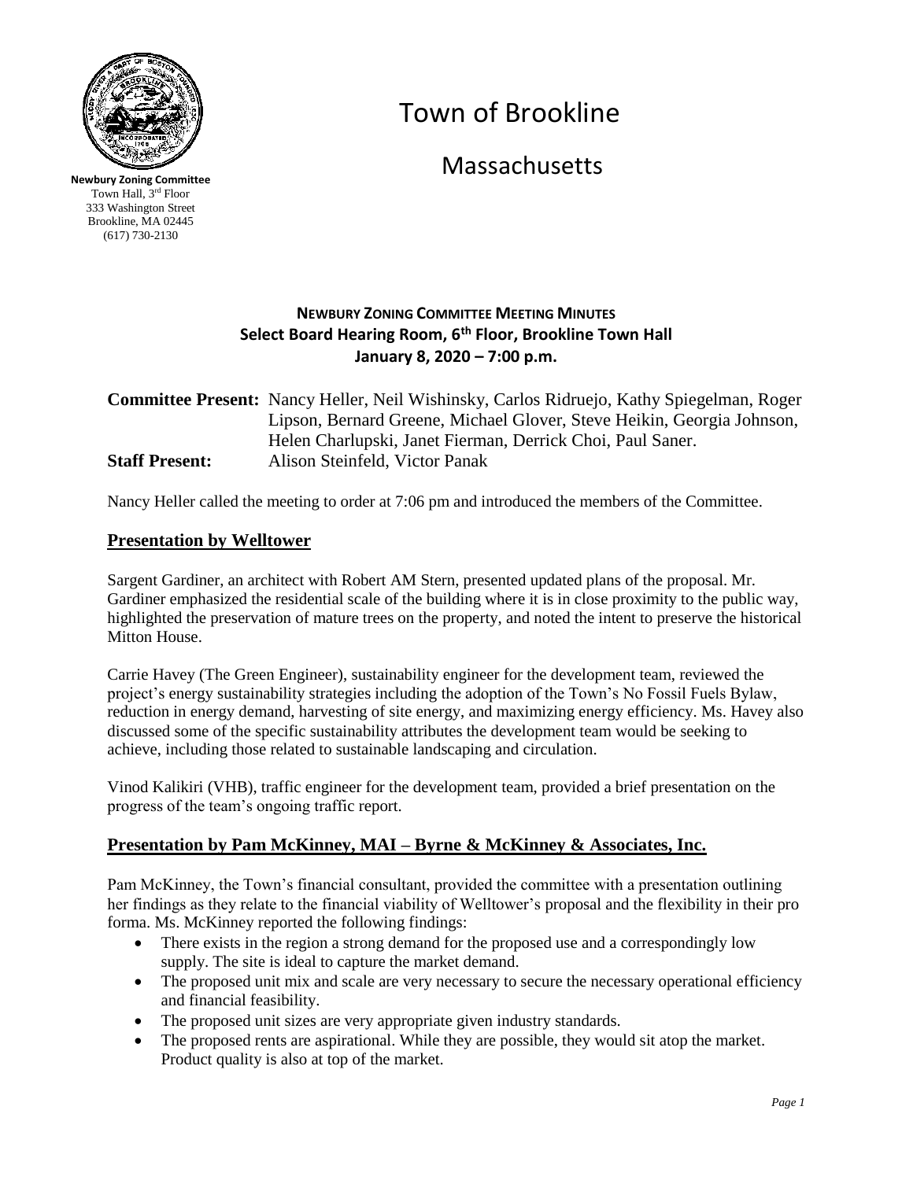**Newbury Zoning Committee**
Town Hall, 3rd Floor
333 Washington Street
Brookline, MA 02445
(617) 730-2130

# Town of Brookline

## Massachusetts

### NEWBURY ZONING COMMITTEE MEETING MINUTES
**Select Board Hearing Room, 6th Floor, Brookline Town Hall**
**January 8, 2020 – 7:00 p.m.**

**Committee Present:** Nancy Heller, Neil Wishinsky, Carlos Ridruejo, Kathy Spiegelman, Roger Lipson, Bernard Greene, Michael Glover, Steve Heikin, Georgia Johnson, Helen Charlupski, Janet Fierman, Derrick Choi, Paul Saner.
**Staff Present:** Alison Steinfeld, Victor Panak

Nancy Heller called the meeting to order at 7:06 pm and introduced the members of the Committee.

## Presentation by Welltower

Sargent Gardiner, an architect with Robert AM Stern, presented updated plans of the proposal. Mr. Gardiner emphasized the residential scale of the building where it is in close proximity to the public way, highlighted the preservation of mature trees on the property, and noted the intent to preserve the historical Mitton House.

Carrie Havey (The Green Engineer), sustainability engineer for the development team, reviewed the project's energy sustainability strategies including the adoption of the Town's No Fossil Fuels Bylaw, reduction in energy demand, harvesting of site energy, and maximizing energy efficiency. Ms. Havey also discussed some of the specific sustainability attributes the development team would be seeking to achieve, including those related to sustainable landscaping and circulation.

Vinod Kalikiri (VHB), traffic engineer for the development team, provided a brief presentation on the progress of the team's ongoing traffic report.

## Presentation by Pam McKinney, MAI – Byrne & McKinney & Associates, Inc.

Pam McKinney, the Town's financial consultant, provided the committee with a presentation outlining her findings as they relate to the financial viability of Welltower's proposal and the flexibility in their pro forma. Ms. McKinney reported the following findings:

- There exists in the region a strong demand for the proposed use and a correspondingly low supply. The site is ideal to capture the market demand.
- The proposed unit mix and scale are very necessary to secure the necessary operational efficiency and financial feasibility.
- The proposed unit sizes are very appropriate given industry standards.
- The proposed rents are aspirational. While they are possible, they would sit atop the market. Product quality is also at top of the market.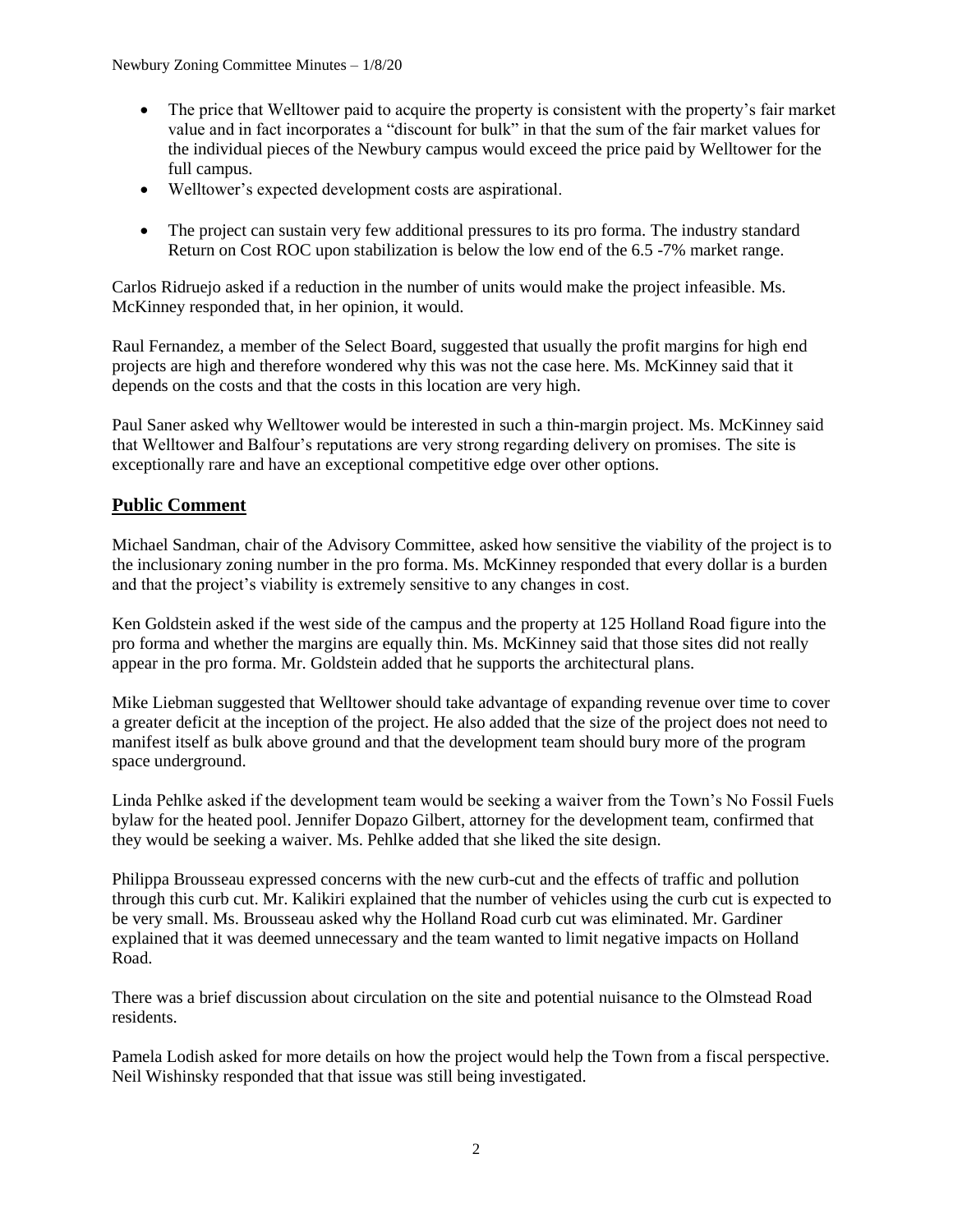- The price that Welltower paid to acquire the property is consistent with the property's fair market value and in fact incorporates a "discount for bulk" in that the sum of the fair market values for the individual pieces of the Newbury campus would exceed the price paid by Welltower for the full campus.
- Welltower's expected development costs are aspirational.
- The project can sustain very few additional pressures to its pro forma. The industry standard Return on Cost ROC upon stabilization is below the low end of the 6.5 -7% market range.

Carlos Ridruejo asked if a reduction in the number of units would make the project infeasible. Ms. McKinney responded that, in her opinion, it would.

Raul Fernandez, a member of the Select Board, suggested that usually the profit margins for high end projects are high and therefore wondered why this was not the case here. Ms. McKinney said that it depends on the costs and that the costs in this location are very high.

Paul Saner asked why Welltower would be interested in such a thin-margin project. Ms. McKinney said that Welltower and Balfour's reputations are very strong regarding delivery on promises. The site is exceptionally rare and have an exceptional competitive edge over other options.

## Public Comment

Michael Sandman, chair of the Advisory Committee, asked how sensitive the viability of the project is to the inclusionary zoning number in the pro forma. Ms. McKinney responded that every dollar is a burden and that the project's viability is extremely sensitive to any changes in cost.

Ken Goldstein asked if the west side of the campus and the property at 125 Holland Road figure into the pro forma and whether the margins are equally thin. Ms. McKinney said that those sites did not really appear in the pro forma. Mr. Goldstein added that he supports the architectural plans.

Mike Liebman suggested that Welltower should take advantage of expanding revenue over time to cover a greater deficit at the inception of the project. He also added that the size of the project does not need to manifest itself as bulk above ground and that the development team should bury more of the program space underground.

Linda Pehlke asked if the development team would be seeking a waiver from the Town's No Fossil Fuels bylaw for the heated pool. Jennifer Dopazo Gilbert, attorney for the development team, confirmed that they would be seeking a waiver. Ms. Pehlke added that she liked the site design.

Philippa Brousseau expressed concerns with the new curb-cut and the effects of traffic and pollution through this curb cut. Mr. Kalikiri explained that the number of vehicles using the curb cut is expected to be very small. Ms. Brousseau asked why the Holland Road curb cut was eliminated. Mr. Gardiner explained that it was deemed unnecessary and the team wanted to limit negative impacts on Holland Road.

There was a brief discussion about circulation on the site and potential nuisance to the Olmstead Road residents.

Pamela Lodish asked for more details on how the project would help the Town from a fiscal perspective. Neil Wishinsky responded that that issue was still being investigated.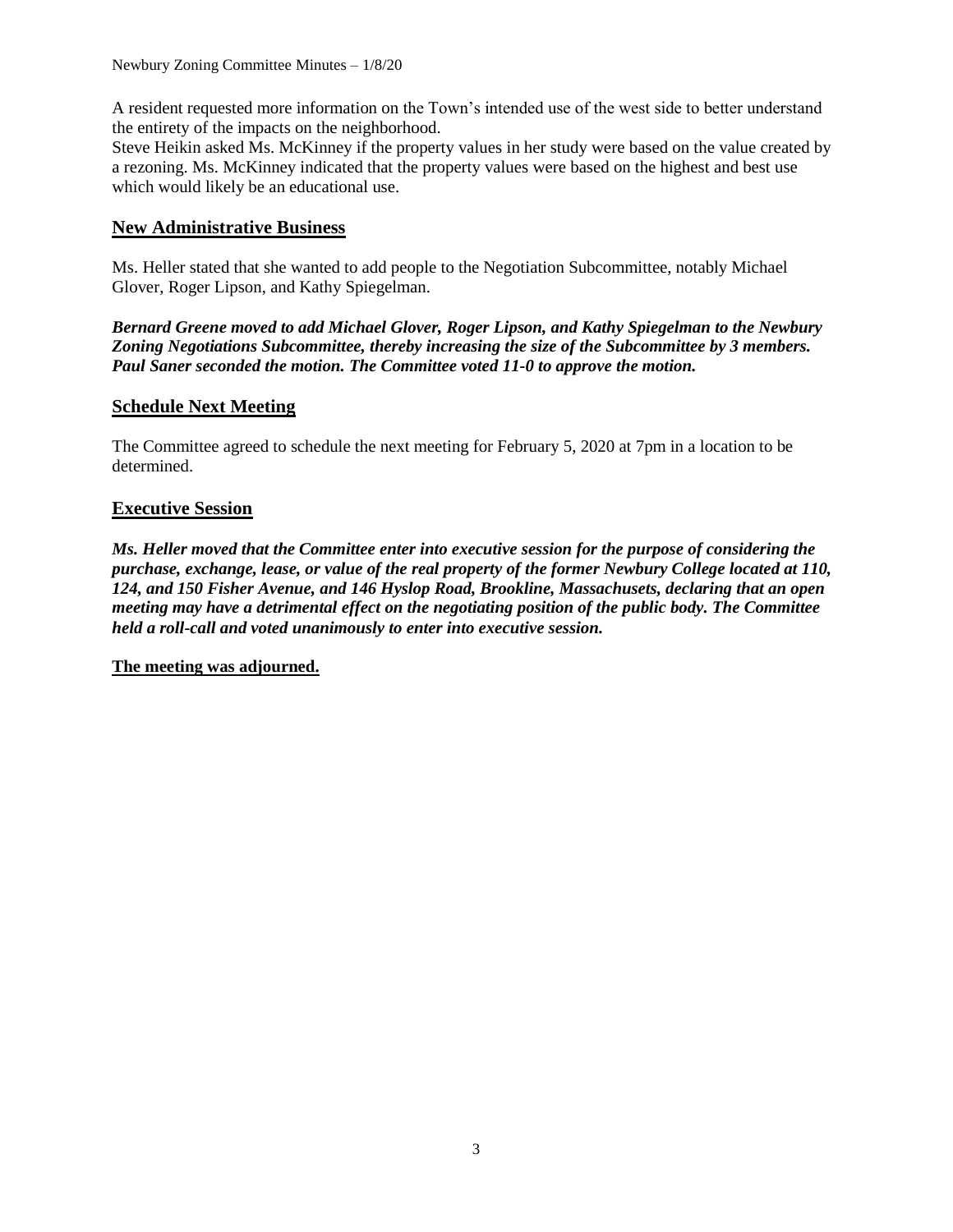A resident requested more information on the Town's intended use of the west side to better understand the entirety of the impacts on the neighborhood.
Steve Heikin asked Ms. McKinney if the property values in her study were based on the value created by a rezoning. Ms. McKinney indicated that the property values were based on the highest and best use which would likely be an educational use.

## New Administrative Business

Ms. Heller stated that she wanted to add people to the Negotiation Subcommittee, notably Michael Glover, Roger Lipson, and Kathy Spiegelman.

***Bernard Greene moved to add Michael Glover, Roger Lipson, and Kathy Spiegelman to the Newbury Zoning Negotiations Subcommittee, thereby increasing the size of the Subcommittee by 3 members. Paul Saner seconded the motion. The Committee voted 11-0 to approve the motion.***

## Schedule Next Meeting

The Committee agreed to schedule the next meeting for February 5, 2020 at 7pm in a location to be determined.

## Executive Session

***Ms. Heller moved that the Committee enter into executive session for the purpose of considering the purchase, exchange, lease, or value of the real property of the former Newbury College located at 110, 124, and 150 Fisher Avenue, and 146 Hyslop Road, Brookline, Massachusets, declaring that an open meeting may have a detrimental effect on the negotiating position of the public body. The Committee held a roll-call and voted unanimously to enter into executive session.***

**The meeting was adjourned.**